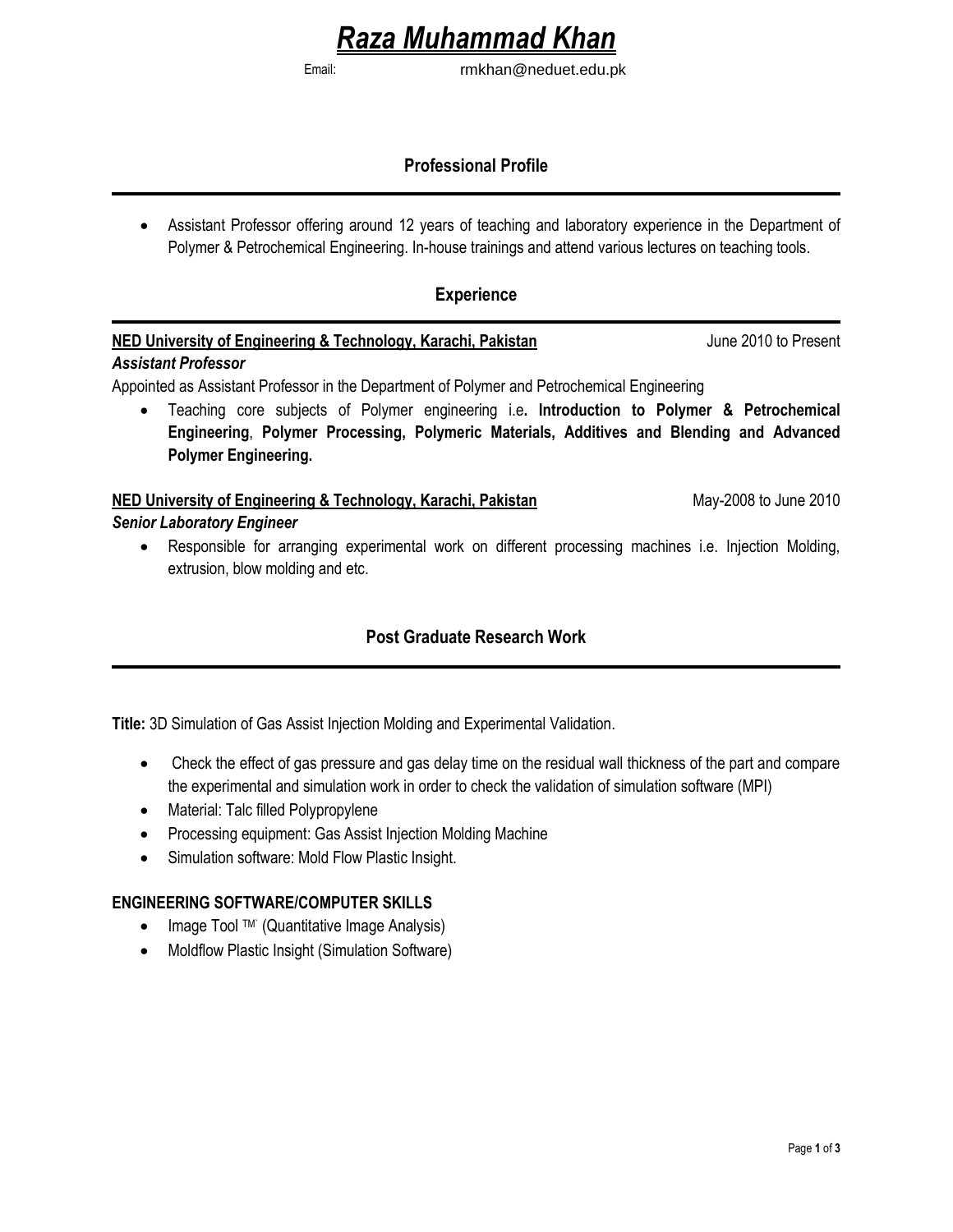# Raza Muhammad Khan

Email: rmkhan@neduet.edu.pk

## Professional Profile

- Assistant Professor offering around 12 years of teaching and laboratory experience in the Department of Polymer & Petrochemical Engineering. In-house trainings and attend various lectures on teaching tools.

## Experience

**NED University of Engineering & Technology, Karachi, Pakistan** June 2010 to Present

***Assistant Professor***

Appointed as Assistant Professor in the Department of Polymer and Petrochemical Engineering

- Teaching core subjects of Polymer engineering i.e**. Introduction to Polymer & Petrochemical Engineering**, **Polymer Processing, Polymeric Materials, Additives and Blending and Advanced Polymer Engineering.**

**NED University of Engineering & Technology, Karachi, Pakistan** May-2008 to June 2010

***Senior Laboratory Engineer***

- Responsible for arranging experimental work on different processing machines i.e. Injection Molding, extrusion, blow molding and etc.

## Post Graduate Research Work

**Title:** 3D Simulation of Gas Assist Injection Molding and Experimental Validation.

- Check the effect of gas pressure and gas delay time on the residual wall thickness of the part and compare the experimental and simulation work in order to check the validation of simulation software (MPI)
- Material: Talc filled Polypropylene
- Processing equipment: Gas Assist Injection Molding Machine
- Simulation software: Mold Flow Plastic Insight.

### ENGINEERING SOFTWARE/COMPUTER SKILLS

- Image Tool ™ (Quantitative Image Analysis)
- Moldflow Plastic Insight (Simulation Software)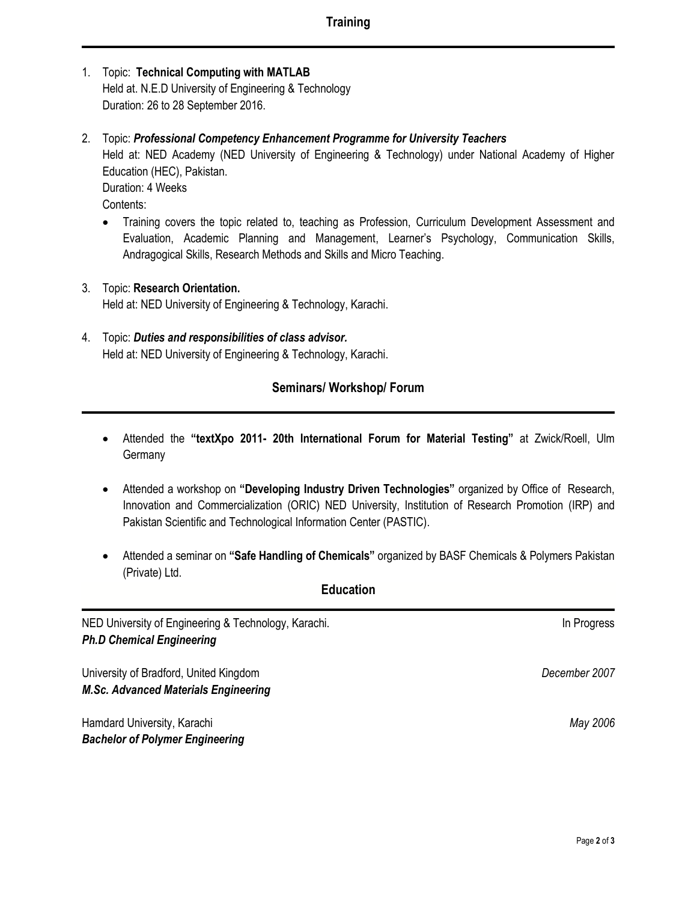## Training

1. Topic: **Technical Computing with MATLAB**
   Held at. N.E.D University of Engineering & Technology
   Duration: 26 to 28 September 2016.

2. Topic: ***Professional Competency Enhancement Programme for University Teachers***
   Held at: NED Academy (NED University of Engineering & Technology) under National Academy of Higher Education (HEC), Pakistan.
   Duration: 4 Weeks
   Contents:
   - Training covers the topic related to, teaching as Profession, Curriculum Development Assessment and Evaluation, Academic Planning and Management, Learner's Psychology, Communication Skills, Andragogical Skills, Research Methods and Skills and Micro Teaching.

3. Topic: **Research Orientation.**
   Held at: NED University of Engineering & Technology, Karachi.

4. Topic: ***Duties and responsibilities of class advisor.***
   Held at: NED University of Engineering & Technology, Karachi.

## Seminars/ Workshop/ Forum

- Attended the **"textXpo 2011- 20th International Forum for Material Testing"** at Zwick/Roell, Ulm Germany

- Attended a workshop on **"Developing Industry Driven Technologies"** organized by Office of Research, Innovation and Commercialization (ORIC) NED University, Institution of Research Promotion (IRP) and Pakistan Scientific and Technological Information Center (PASTIC).

- Attended a seminar on **"Safe Handling of Chemicals"** organized by BASF Chemicals & Polymers Pakistan (Private) Ltd.

## Education

NED University of Engineering & Technology, Karachi. — In Progress
***Ph.D Chemical Engineering***

University of Bradford, United Kingdom — *December 2007*
***M.Sc. Advanced Materials Engineering***

Hamdard University, Karachi — *May 2006*
***Bachelor of Polymer Engineering***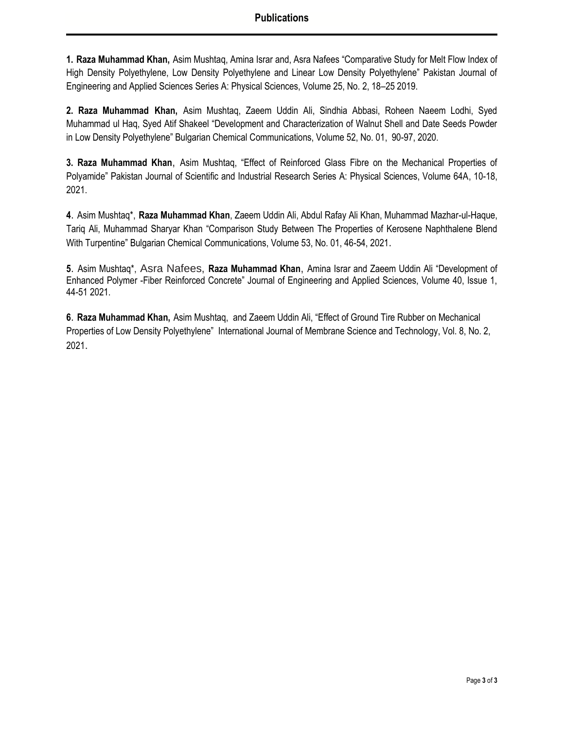## Publications

**1. Raza Muhammad Khan,** Asim Mushtaq, Amina Israr and, Asra Nafees "Comparative Study for Melt Flow Index of High Density Polyethylene, Low Density Polyethylene and Linear Low Density Polyethylene" Pakistan Journal of Engineering and Applied Sciences Series A: Physical Sciences, Volume 25, No. 2, 18–25 2019.

**2. Raza Muhammad Khan,** Asim Mushtaq, Zaeem Uddin Ali, Sindhia Abbasi, Roheen Naeem Lodhi, Syed Muhammad ul Haq, Syed Atif Shakeel "Development and Characterization of Walnut Shell and Date Seeds Powder in Low Density Polyethylene" Bulgarian Chemical Communications, Volume 52, No. 01, 90-97, 2020.

**3. Raza Muhammad Khan**, Asim Mushtaq, "Effect of Reinforced Glass Fibre on the Mechanical Properties of Polyamide" Pakistan Journal of Scientific and Industrial Research Series A: Physical Sciences, Volume 64A, 10-18, 2021.

**4**. Asim Mushtaq*, **Raza Muhammad Khan**, Zaeem Uddin Ali, Abdul Rafay Ali Khan, Muhammad Mazhar-ul-Haque, Tariq Ali, Muhammad Sharyar Khan "Comparison Study Between The Properties of Kerosene Naphthalene Blend With Turpentine" Bulgarian Chemical Communications, Volume 53, No. 01, 46-54, 2021.

**5**. Asim Mushtaq*, Asra Nafees, **Raza Muhammad Khan**, Amina Israr and Zaeem Uddin Ali "Development of Enhanced Polymer -Fiber Reinforced Concrete" Journal of Engineering and Applied Sciences, Volume 40, Issue 1, 44-51 2021.

**6**. **Raza Muhammad Khan,** Asim Mushtaq, and Zaeem Uddin Ali, "Effect of Ground Tire Rubber on Mechanical Properties of Low Density Polyethylene" International Journal of Membrane Science and Technology, Vol. 8, No. 2, 2021.